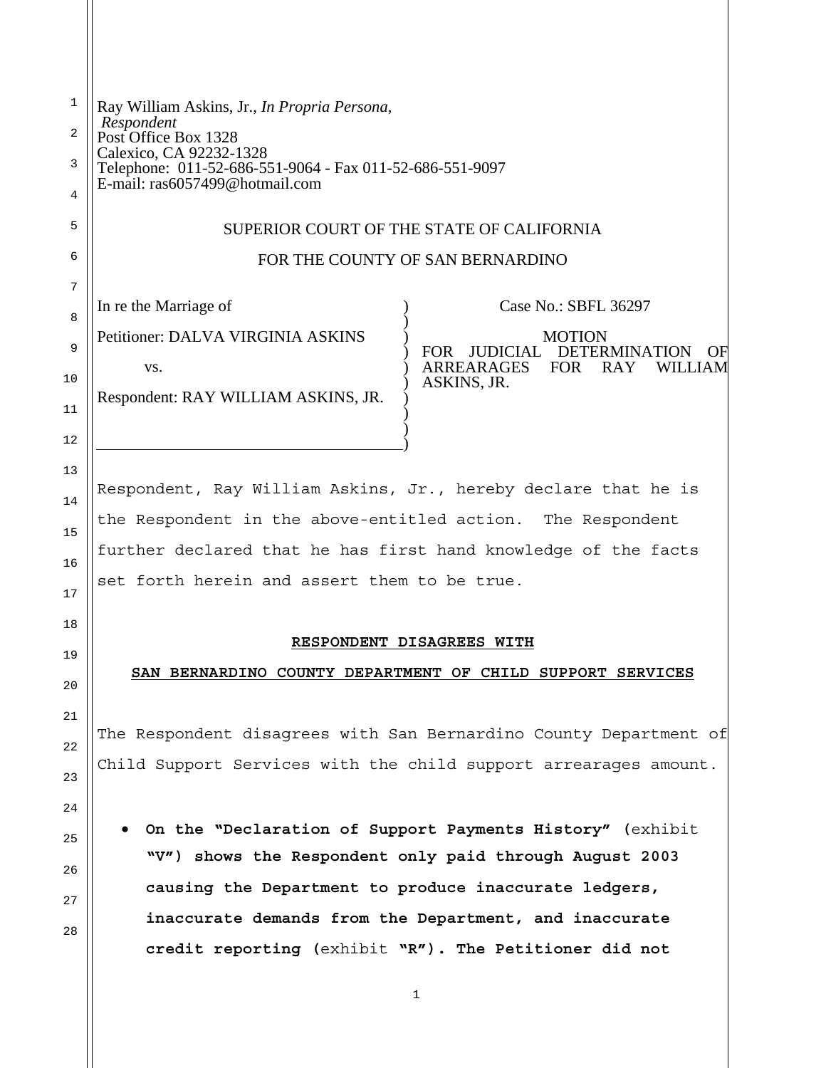Ray William Askins, Jr., *In Propria Persona*,
*Respondent*
Post Office Box 1328
Calexico, CA 92232-1328
Telephone: 011-52-686-551-9064 - Fax 011-52-686-551-9097
E-mail: ras6057499@hotmail.com

SUPERIOR COURT OF THE STATE OF CALIFORNIA

FOR THE COUNTY OF SAN BERNARDINO

| | |
|---|---|
| In re the Marriage of<br><br>Petitioner: DALVA VIRGINIA ASKINS<br><br>vs.<br><br>Respondent: RAY WILLIAM ASKINS, JR. | Case No.: SBFL 36297<br><br>MOTION<br>FOR JUDICIAL DETERMINATION OF ARREARAGES FOR RAY WILLIAM ASKINS, JR. |

Respondent, Ray William Askins, Jr., hereby declare that he is the Respondent in the above-entitled action. The Respondent further declared that he has first hand knowledge of the facts set forth herein and assert them to be true.

**RESPONDENT DISAGREES WITH**

**SAN BERNARDINO COUNTY DEPARTMENT OF CHILD SUPPORT SERVICES**

The Respondent disagrees with San Bernardino County Department of Child Support Services with the child support arrearages amount.

- **On the "Declaration of Support Payments History" (**exhibit **"V") shows the Respondent only paid through August 2003 causing the Department to produce inaccurate ledgers, inaccurate demands from the Department, and inaccurate credit reporting (**exhibit **"R"). The Petitioner did not**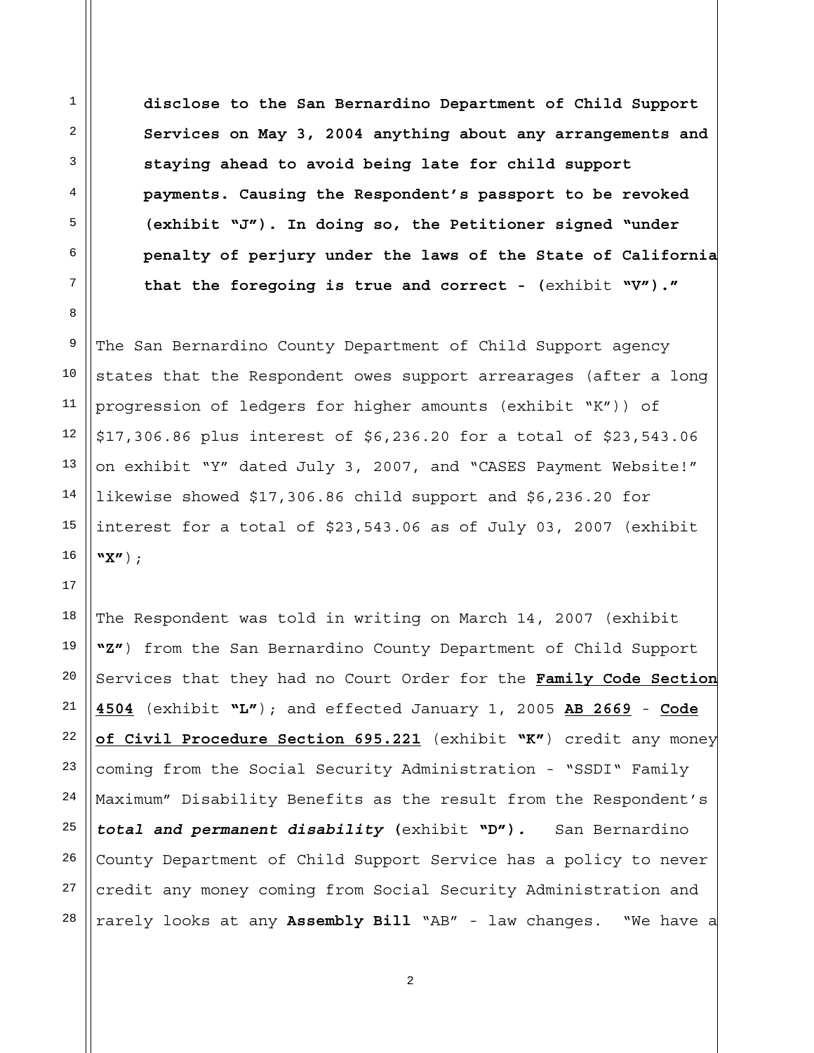**disclose to the San Bernardino Department of Child Support Services on May 3, 2004 anything about any arrangements and staying ahead to avoid being late for child support payments. Causing the Respondent's passport to be revoked (exhibit "J"). In doing so, the Petitioner signed "under penalty of perjury under the laws of the State of California that the foregoing is true and correct - (**exhibit **"V")."**

The San Bernardino County Department of Child Support agency states that the Respondent owes support arrearages (after a long progression of ledgers for higher amounts (exhibit "K")) of $17,306.86 plus interest of $6,236.20 for a total of $23,543.06 on exhibit "Y" dated July 3, 2007, and "CASES Payment Website!" likewise showed $17,306.86 child support and $6,236.20 for interest for a total of $23,543.06 as of July 03, 2007 (exhibit **"X"**);

The Respondent was told in writing on March 14, 2007 (exhibit **"Z"**) from the San Bernardino County Department of Child Support Services that they had no Court Order for the **Family Code Section 4504** (exhibit **"L"**); and effected January 1, 2005 **AB 2669** - **Code of Civil Procedure Section 695.221** (exhibit **"K"**) credit any money coming from the Social Security Administration - "SSDI" Family Maximum" Disability Benefits as the result from the Respondent's ***total and permanent disability*** **(**exhibit **"D").** San Bernardino County Department of Child Support Service has a policy to never credit any money coming from Social Security Administration and rarely looks at any **Assembly Bill** "AB" - law changes. "We have a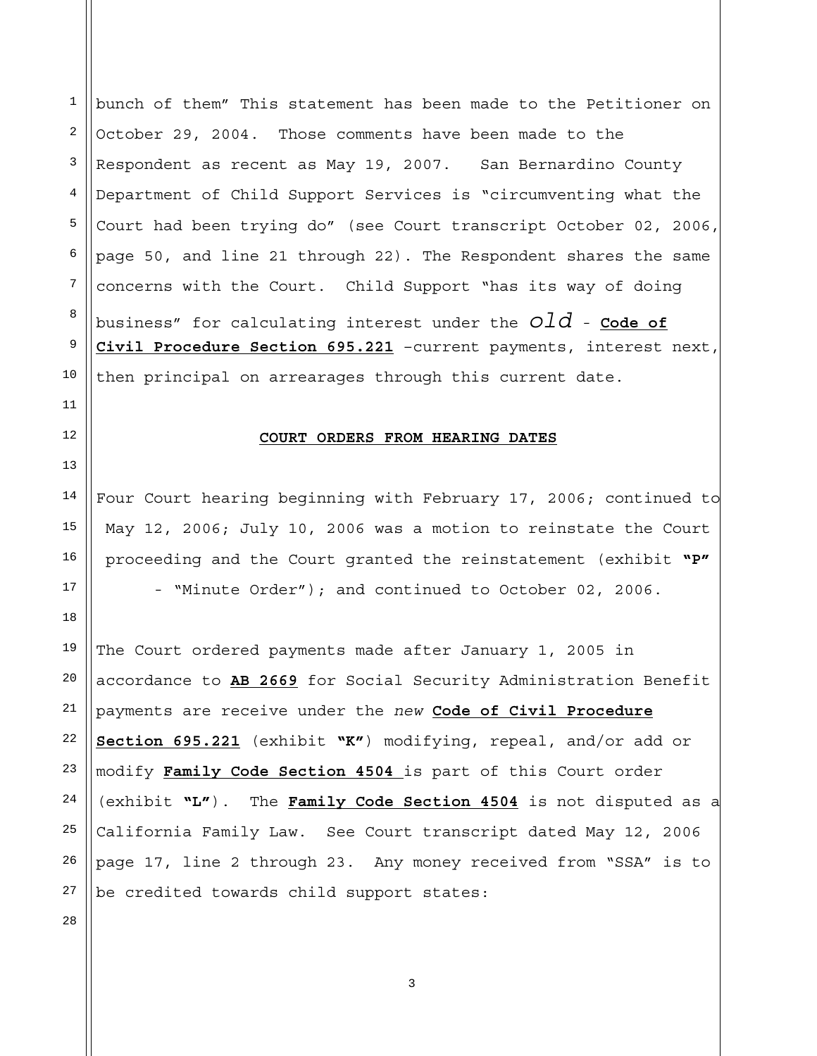bunch of them" This statement has been made to the Petitioner on October 29, 2004. Those comments have been made to the Respondent as recent as May 19, 2007. San Bernardino County Department of Child Support Services is "circumventing what the Court had been trying do" (see Court transcript October 02, 2006, page 50, and line 21 through 22). The Respondent shares the same concerns with the Court. Child Support "has its way of doing business" for calculating interest under the *old* - **Code of Civil Procedure Section 695.221** –current payments, interest next, then principal on arrearages through this current date.

**COURT ORDERS FROM HEARING DATES**

Four Court hearing beginning with February 17, 2006; continued to May 12, 2006; July 10, 2006 was a motion to reinstate the Court proceeding and the Court granted the reinstatement (exhibit **"P"** - "Minute Order"); and continued to October 02, 2006.

The Court ordered payments made after January 1, 2005 in accordance to **AB 2669** for Social Security Administration Benefit payments are receive under the *new* **Code of Civil Procedure Section 695.221** (exhibit **"K"**) modifying, repeal, and/or add or modify **Family Code Section 4504** is part of this Court order (exhibit **"L"**). The **Family Code Section 4504** is not disputed as a California Family Law. See Court transcript dated May 12, 2006 page 17, line 2 through 23. Any money received from "SSA" is to be credited towards child support states: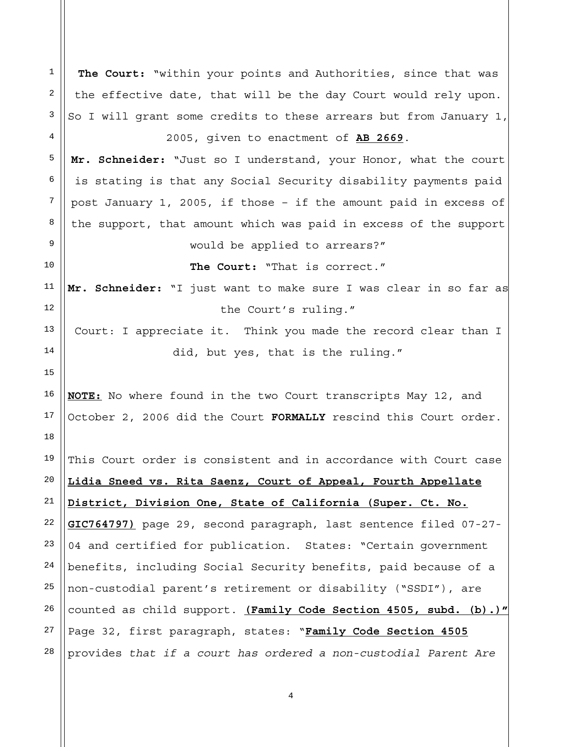**The Court:** "within your points and Authorities, since that was the effective date, that will be the day Court would rely upon. So I will grant some credits to these arrears but from January 1, 2005, given to enactment of **AB 2669**.

**Mr. Schneider:** "Just so I understand, your Honor, what the court is stating is that any Social Security disability payments paid post January 1, 2005, if those – if the amount paid in excess of the support, that amount which was paid in excess of the support would be applied to arrears?"

**The Court:** "That is correct."

**Mr. Schneider:** "I just want to make sure I was clear in so far as the Court's ruling."

Court: I appreciate it. Think you made the record clear than I did, but yes, that is the ruling."

**NOTE:** No where found in the two Court transcripts May 12, and October 2, 2006 did the Court **FORMALLY** rescind this Court order.

This Court order is consistent and in accordance with Court case **Lidia Sneed vs. Rita Saenz, Court of Appeal, Fourth Appellate District, Division One, State of California (Super. Ct. No. GIC764797)** page 29, second paragraph, last sentence filed 07-27-04 and certified for publication. States: "Certain government benefits, including Social Security benefits, paid because of a non-custodial parent's retirement or disability ("SSDI"), are counted as child support. **(Family Code Section 4505, subd. (b).)"** Page 32, first paragraph, states: "**Family Code Section 4505** provides *that if a court has ordered a non-custodial Parent Are*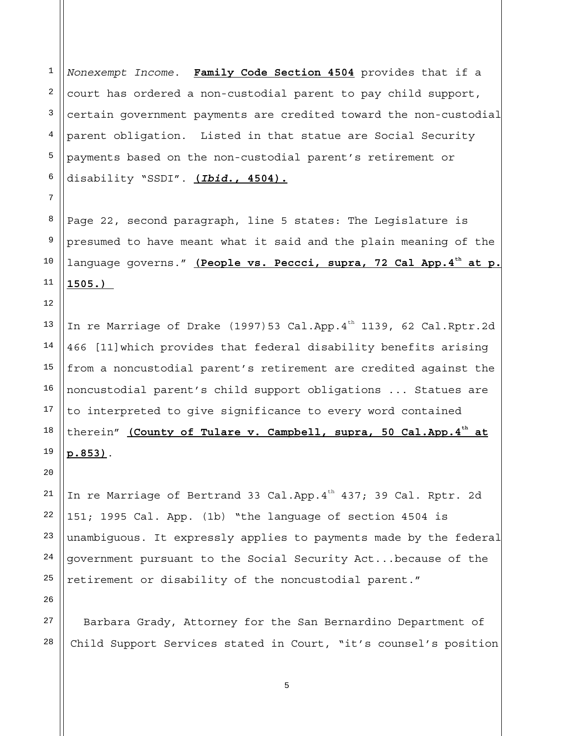*Nonexempt Income.* **Family Code Section 4504** provides that if a court has ordered a non-custodial parent to pay child support, certain government payments are credited toward the non-custodial parent obligation. Listed in that statue are Social Security payments based on the non-custodial parent's retirement or disability "SSDI". **(*Ibid.*, 4504).**

Page 22, second paragraph, line 5 states: The Legislature is presumed to have meant what it said and the plain meaning of the language governs." **(People vs. Peccci, supra, 72 Cal App.4th at p. 1505.)**

In re Marriage of Drake (1997)53 Cal.App.4th 1139, 62 Cal.Rptr.2d 466 [11]which provides that federal disability benefits arising from a noncustodial parent's retirement are credited against the noncustodial parent's child support obligations ... Statues are to interpreted to give significance to every word contained therein" **(County of Tulare v. Campbell, supra, 50 Cal.App.4th at p.853)**.

In re Marriage of Bertrand 33 Cal.App.4th 437; 39 Cal. Rptr. 2d 151; 1995 Cal. App. (1b) "the language of section 4504 is unambiguous. It expressly applies to payments made by the federal government pursuant to the Social Security Act...because of the retirement or disability of the noncustodial parent."

Barbara Grady, Attorney for the San Bernardino Department of Child Support Services stated in Court, "it's counsel's position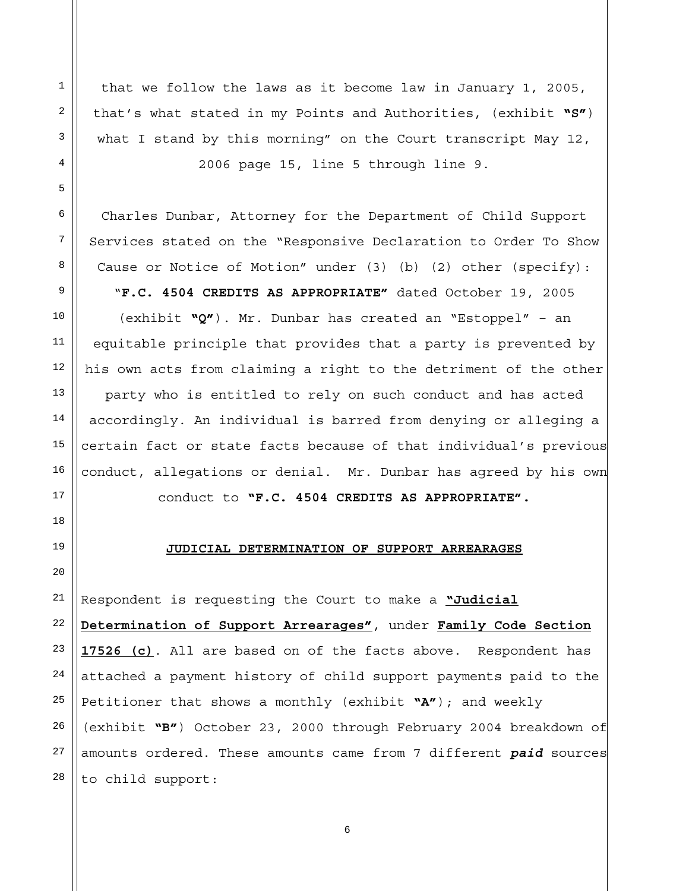that we follow the laws as it become law in January 1, 2005, that's what stated in my Points and Authorities, (exhibit **"S"**) what I stand by this morning" on the Court transcript May 12, 2006 page 15, line 5 through line 9.

Charles Dunbar, Attorney for the Department of Child Support Services stated on the "Responsive Declaration to Order To Show Cause or Notice of Motion" under (3) (b) (2) other (specify): "**F.C. 4504 CREDITS AS APPROPRIATE"** dated October 19, 2005 (exhibit **"Q"**). Mr. Dunbar has created an "Estoppel" – an equitable principle that provides that a party is prevented by his own acts from claiming a right to the detriment of the other party who is entitled to rely on such conduct and has acted accordingly. An individual is barred from denying or alleging a certain fact or state facts because of that individual's previous conduct, allegations or denial. Mr. Dunbar has agreed by his own conduct to **"F.C. 4504 CREDITS AS APPROPRIATE".**

## **JUDICIAL DETERMINATION OF SUPPORT ARREARAGES**

Respondent is requesting the Court to make a **"Judicial Determination of Support Arrearages"**, under **Family Code Section 17526 (c)**. All are based on of the facts above. Respondent has attached a payment history of child support payments paid to the Petitioner that shows a monthly (exhibit **"A"**); and weekly (exhibit **"B"**) October 23, 2000 through February 2004 breakdown of amounts ordered. These amounts came from 7 different ***paid*** sources to child support: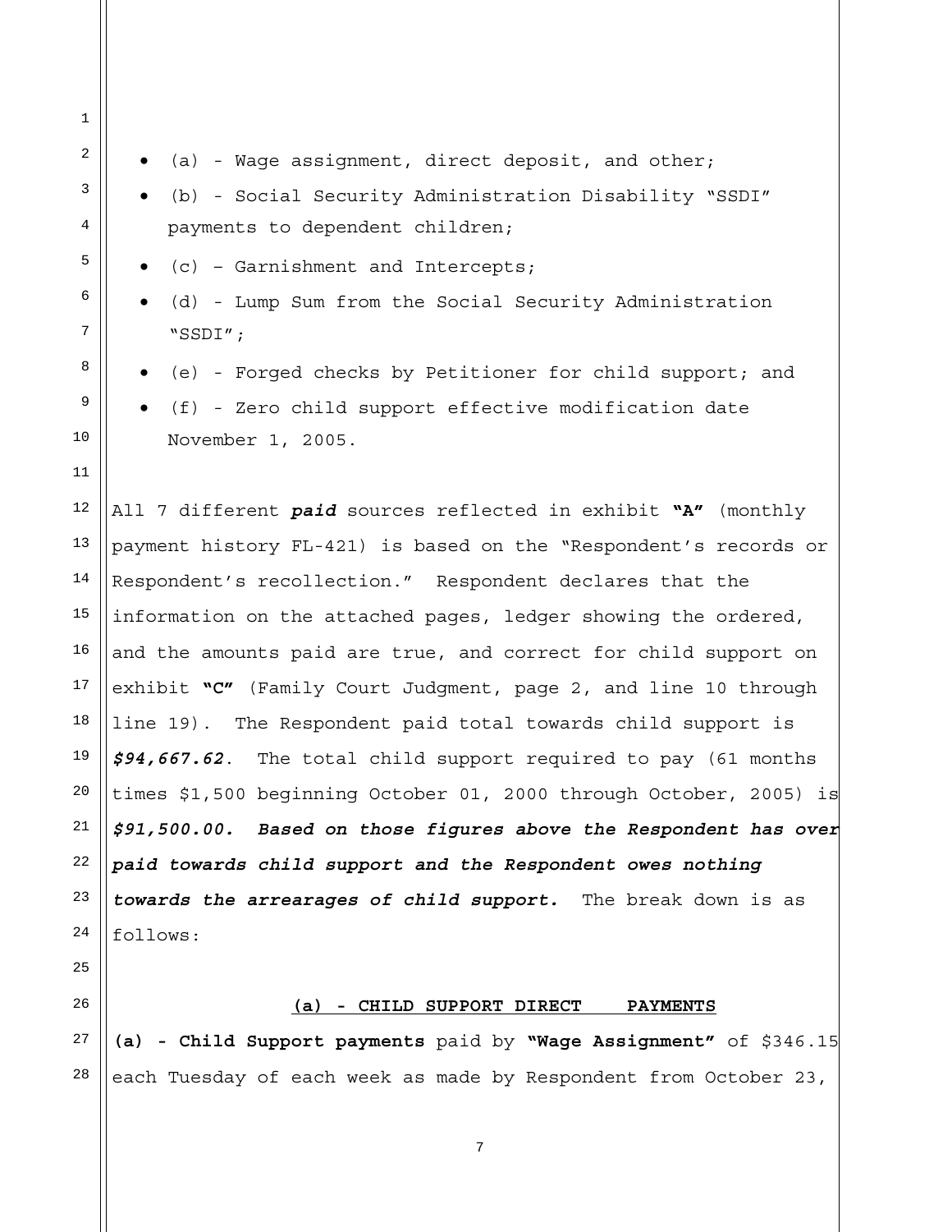- (a) - Wage assignment, direct deposit, and other;
- (b) - Social Security Administration Disability "SSDI" payments to dependent children;
- (c) – Garnishment and Intercepts;
- (d) - Lump Sum from the Social Security Administration "SSDI";
- (e) - Forged checks by Petitioner for child support; and
- (f) - Zero child support effective modification date November 1, 2005.

All 7 different ***paid*** sources reflected in exhibit **"A"** (monthly payment history FL-421) is based on the "Respondent's records or Respondent's recollection." Respondent declares that the information on the attached pages, ledger showing the ordered, and the amounts paid are true, and correct for child support on exhibit **"C"** (Family Court Judgment, page 2, and line 10 through line 19). The Respondent paid total towards child support is ***$94,667.62***. The total child support required to pay (61 months times $1,500 beginning October 01, 2000 through October, 2005) is ***$91,500.00. Based on those figures above the Respondent has over paid towards child support and the Respondent owes nothing towards the arrearages of child support.*** The break down is as follows:

**<u>(a) - CHILD SUPPORT DIRECT PAYMENTS</u>**

**(a) - Child Support payments** paid by **"Wage Assignment"** of $346.15 each Tuesday of each week as made by Respondent from October 23,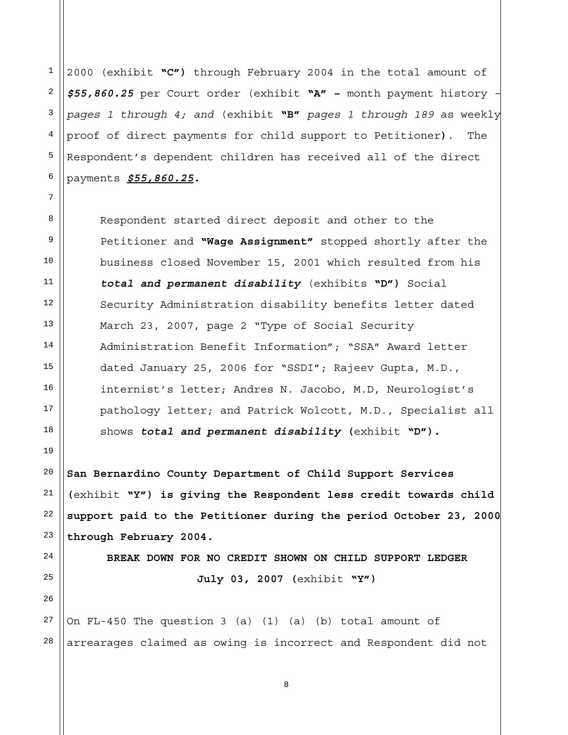2000 (exhibit **"C")** through February 2004 in the total amount of ***$55,860.25*** per Court order (exhibit **"A" -** month payment history – *pages 1 through 4; and* (exhibit **"B"** *pages 1 through 189* as weekly proof of direct payments for child support to Petitioner**)**. The Respondent's dependent children has received all of the direct payments ***$55,860.25.***

> Respondent started direct deposit and other to the Petitioner and **"Wage Assignment"** stopped shortly after the business closed November 15, 2001 which resulted from his ***total and permanent disability*** (exhibits **"D")** Social Security Administration disability benefits letter dated March 23, 2007, page 2 "Type of Social Security Administration Benefit Information"; "SSA" Award letter dated January 25, 2006 for "SSDI"; Rajeev Gupta, M.D., internist's letter; Andres N. Jacobo, M.D, Neurologist's pathology letter; and Patrick Wolcott, M.D., Specialist all shows ***total and permanent disability*** **(**exhibit **"D").**

**San Bernardino County Department of Child Support Services (**exhibit **"Y") is giving the Respondent less credit towards child support paid to the Petitioner during the period October 23, 2000 through February 2004.**

**BREAK DOWN FOR NO CREDIT SHOWN ON CHILD SUPPORT LEDGER**
**July 03, 2007 (**exhibit **"Y")**

On FL-450 The question 3 (a) (1) (a) (b) total amount of arrearages claimed as owing is incorrect and Respondent did not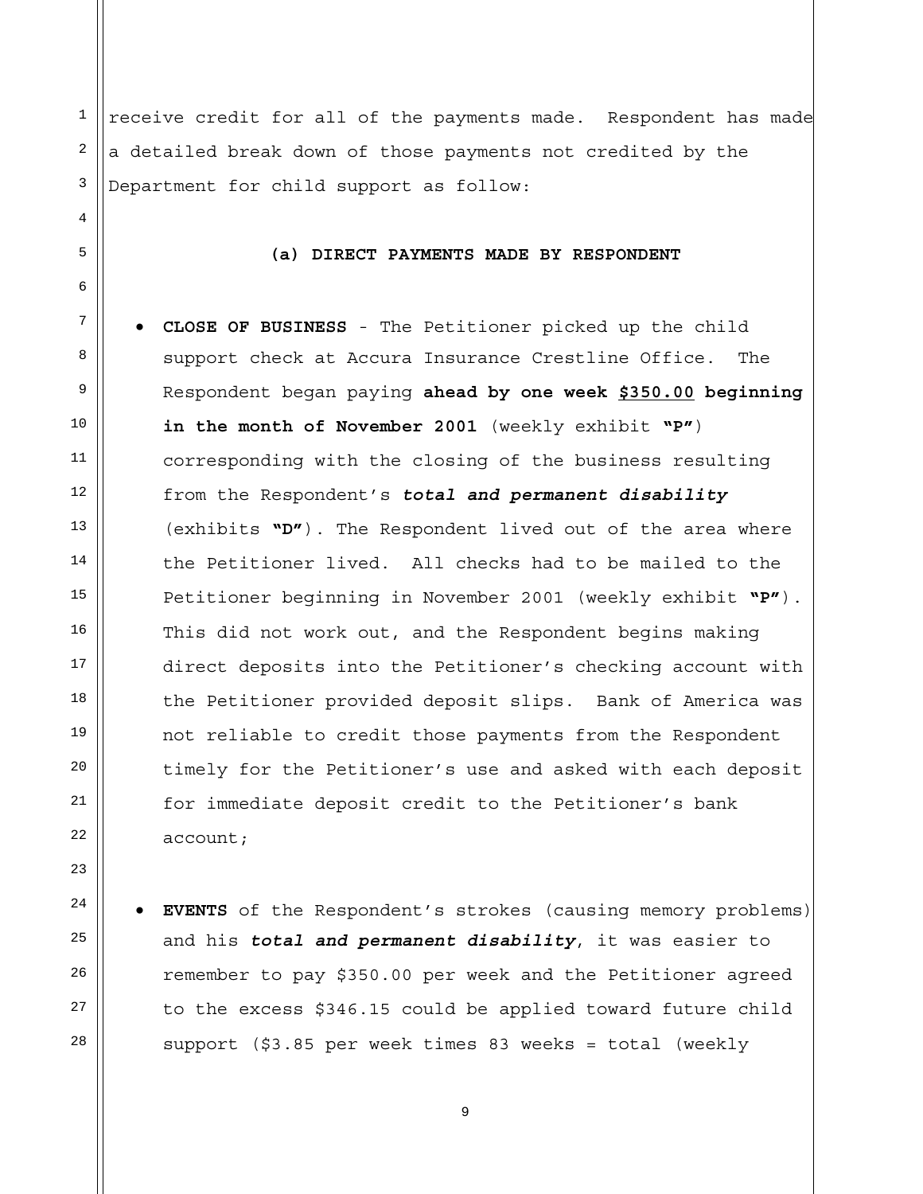receive credit for all of the payments made. Respondent has made a detailed break down of those payments not credited by the Department for child support as follow:

**(a) DIRECT PAYMENTS MADE BY RESPONDENT**

- **CLOSE OF BUSINESS** - The Petitioner picked up the child support check at Accura Insurance Crestline Office. The Respondent began paying **ahead by one week <u>$350.00</u> beginning in the month of November 2001** (weekly exhibit **"P"**) corresponding with the closing of the business resulting from the Respondent's ***total and permanent disability*** (exhibits **"D"**). The Respondent lived out of the area where the Petitioner lived. All checks had to be mailed to the Petitioner beginning in November 2001 (weekly exhibit **"P"**). This did not work out, and the Respondent begins making direct deposits into the Petitioner's checking account with the Petitioner provided deposit slips. Bank of America was not reliable to credit those payments from the Respondent timely for the Petitioner's use and asked with each deposit for immediate deposit credit to the Petitioner's bank account;

- **EVENTS** of the Respondent's strokes (causing memory problems) and his ***total and permanent disability***, it was easier to remember to pay $350.00 per week and the Petitioner agreed to the excess $346.15 could be applied toward future child support ($3.85 per week times 83 weeks = total (weekly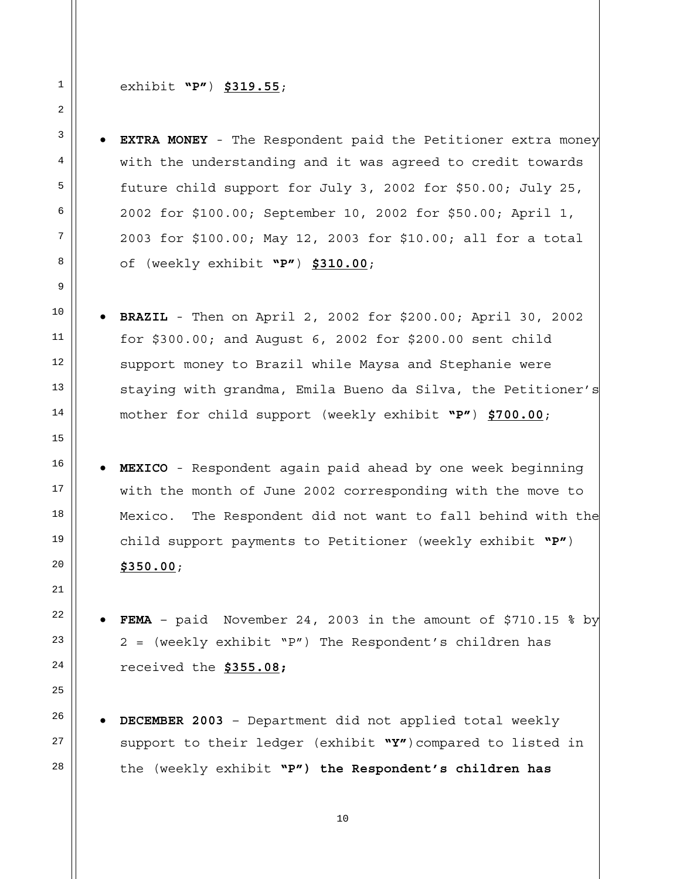exhibit **"P"**) **$319.55**;

- **EXTRA MONEY** - The Respondent paid the Petitioner extra money with the understanding and it was agreed to credit towards future child support for July 3, 2002 for $50.00; July 25, 2002 for $100.00; September 10, 2002 for $50.00; April 1, 2003 for $100.00; May 12, 2003 for $10.00; all for a total of (weekly exhibit **"P"**) **$310.00**;

- **BRAZIL** - Then on April 2, 2002 for $200.00; April 30, 2002 for $300.00; and August 6, 2002 for $200.00 sent child support money to Brazil while Maysa and Stephanie were staying with grandma, Emila Bueno da Silva, the Petitioner's mother for child support (weekly exhibit **"P"**) **$700.00**;

- **MEXICO** - Respondent again paid ahead by one week beginning with the month of June 2002 corresponding with the move to Mexico. The Respondent did not want to fall behind with the child support payments to Petitioner (weekly exhibit **"P"**) **$350.00**;

- **FEMA** – paid November 24, 2003 in the amount of $710.15 % by 2 = (weekly exhibit "P") The Respondent's children has received the **$355.08;**

- **DECEMBER 2003** – Department did not applied total weekly support to their ledger (exhibit **"Y"**)compared to listed in the (weekly exhibit **"P") the Respondent's children has**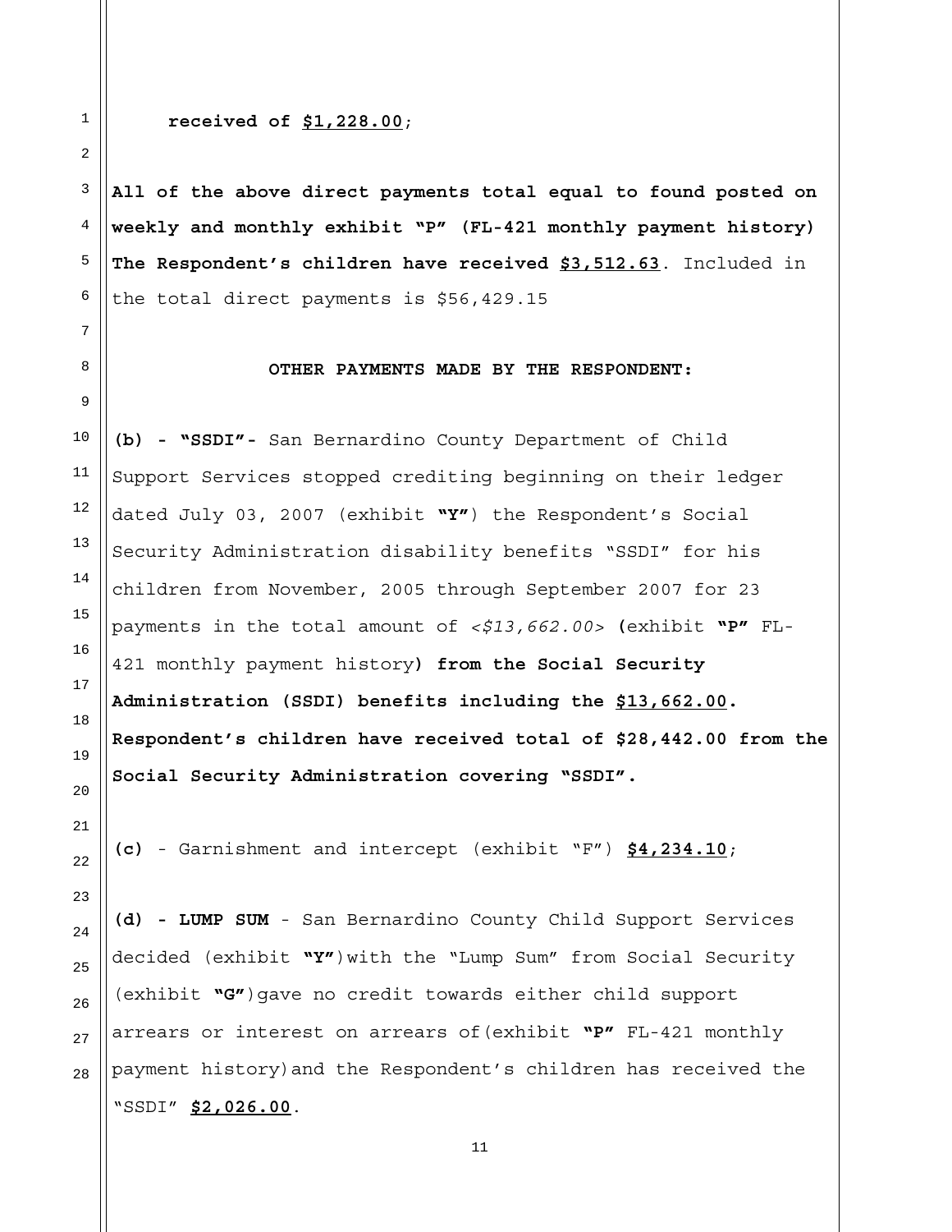**received of <u>$1,228.00</u>**;

**All of the above direct payments total equal to found posted on weekly and monthly exhibit "P" (FL-421 monthly payment history) The Respondent's children have received <u>$3,512.63</u>**. Included in the total direct payments is $56,429.15

**OTHER PAYMENTS MADE BY THE RESPONDENT:**

**(b) - "SSDI"-** San Bernardino County Department of Child Support Services stopped crediting beginning on their ledger dated July 03, 2007 (exhibit **"Y"**) the Respondent's Social Security Administration disability benefits "SSDI" for his children from November, 2005 through September 2007 for 23 payments in the total amount of *<$13,662.00>* **(**exhibit **"P"** FL-421 monthly payment history**) from the Social Security Administration (SSDI) benefits including the <u>$13,662.00</u>. Respondent's children have received total of $28,442.00 from the Social Security Administration covering "SSDI".**

**(c)** - Garnishment and intercept (exhibit "F") **<u>$4,234.10</u>**;

**(d) - LUMP SUM** - San Bernardino County Child Support Services decided (exhibit **"Y"**)with the "Lump Sum" from Social Security (exhibit **"G"**)gave no credit towards either child support arrears or interest on arrears of(exhibit **"P"** FL-421 monthly payment history)and the Respondent's children has received the "SSDI" **<u>$2,026.00</u>**.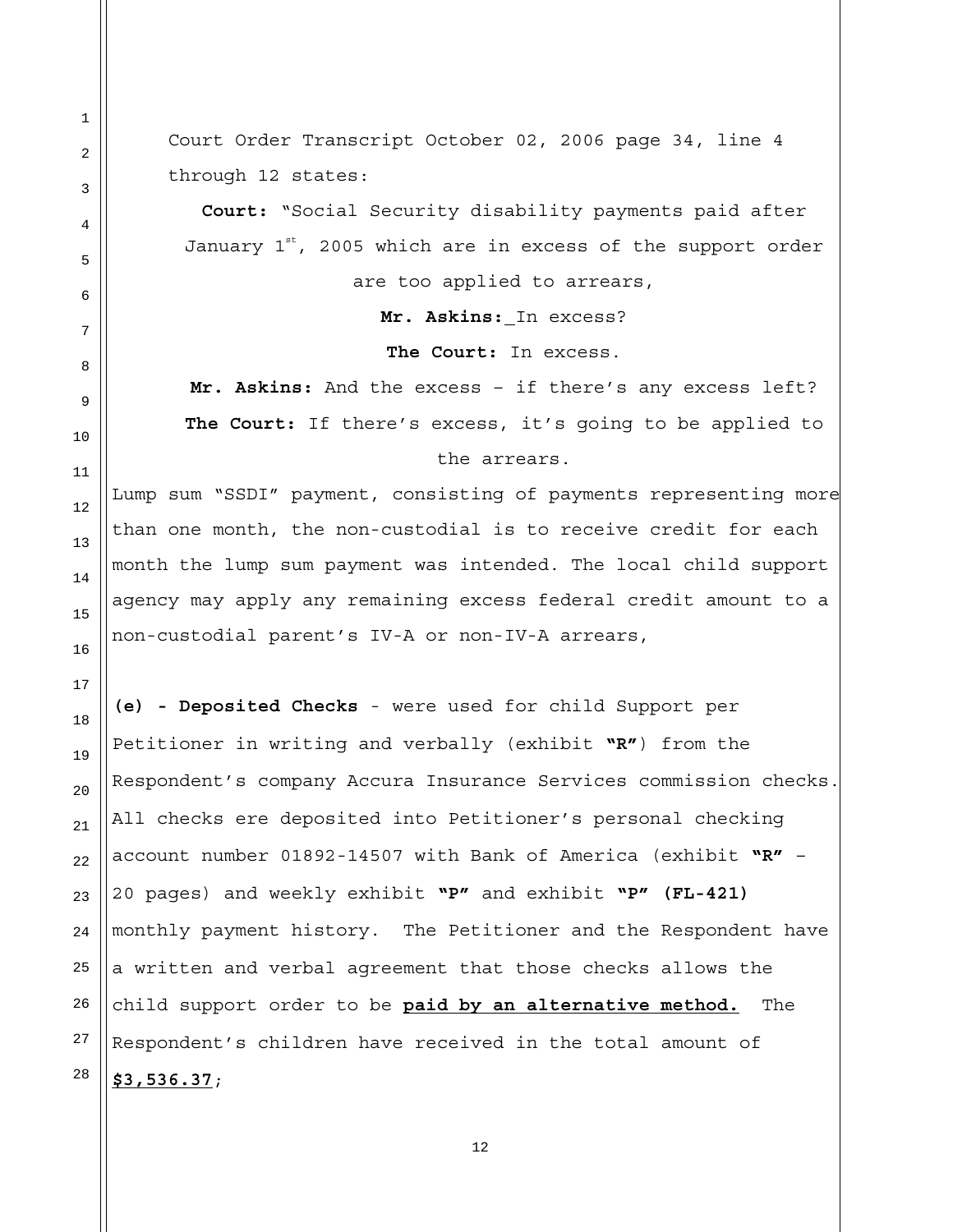Court Order Transcript October 02, 2006 page 34, line 4 through 12 states:

**Court:** "Social Security disability payments paid after January 1st, 2005 which are in excess of the support order are too applied to arrears,

**Mr. Askins:** In excess?

**The Court:** In excess.

**Mr. Askins:** And the excess – if there's any excess left?

**The Court:** If there's excess, it's going to be applied to the arrears.

Lump sum "SSDI" payment, consisting of payments representing more than one month, the non-custodial is to receive credit for each month the lump sum payment was intended. The local child support agency may apply any remaining excess federal credit amount to a non-custodial parent's IV-A or non-IV-A arrears,

**(e) - Deposited Checks** - were used for child Support per Petitioner in writing and verbally (exhibit **"R"**) from the Respondent's company Accura Insurance Services commission checks. All checks ere deposited into Petitioner's personal checking account number 01892-14507 with Bank of America (exhibit **"R"** – 20 pages) and weekly exhibit **"P"** and exhibit **"P" (FL-421)** monthly payment history. The Petitioner and the Respondent have a written and verbal agreement that those checks allows the child support order to be **paid by an alternative method.** The Respondent's children have received in the total amount of **$3,536.37**;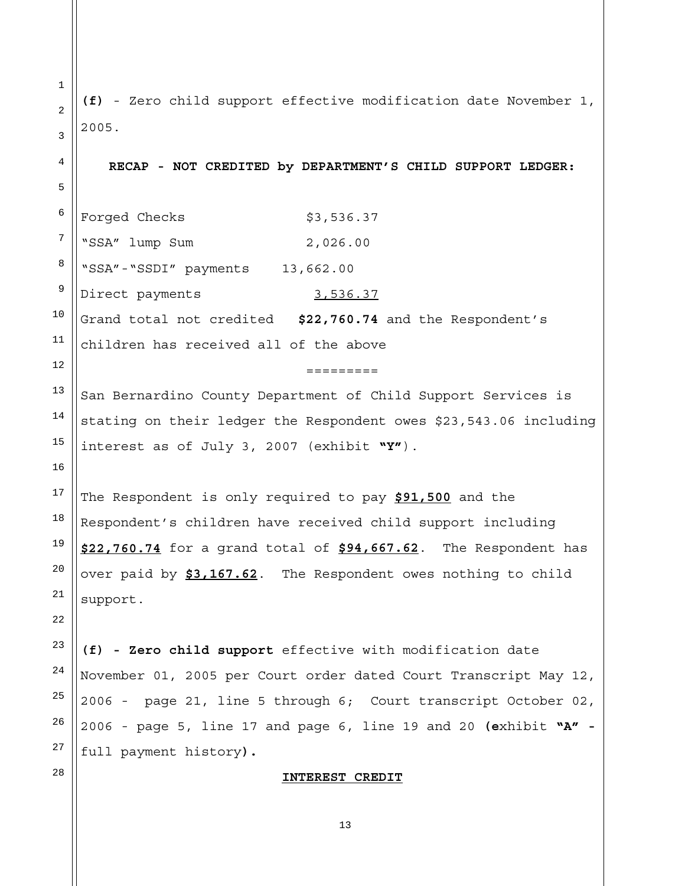**(f)** - Zero child support effective modification date November 1, 2005.

**RECAP - NOT CREDITED by DEPARTMENT'S CHILD SUPPORT LEDGER:**

| | |
|---|---|
| Forged Checks | $3,536.37 |
| "SSA" lump Sum | 2,026.00 |
| "SSA"-"SSDI" payments | 13,662.00 |
| Direct payments | <u>3,536.37</u> |

Grand total not credited **$22,760.74** and the Respondent's children has received all of the above

=========

San Bernardino County Department of Child Support Services is stating on their ledger the Respondent owes $23,543.06 including interest as of July 3, 2007 (exhibit **"Y"**).

The Respondent is only required to pay **<u>$91,500</u>** and the Respondent's children have received child support including **<u>$22,760.74</u>** for a grand total of **<u>$94,667.62</u>**. The Respondent has over paid by **<u>$3,167.62</u>**. The Respondent owes nothing to child support.

**(f) - Zero child support** effective with modification date November 01, 2005 per Court order dated Court Transcript May 12, 2006 - page 21, line 5 through 6; Court transcript October 02, 2006 - page 5, line 17 and page 6, line 19 and 20 **(e**xhibit **"A"** - full payment history**).**

**<u>INTEREST CREDIT</u>**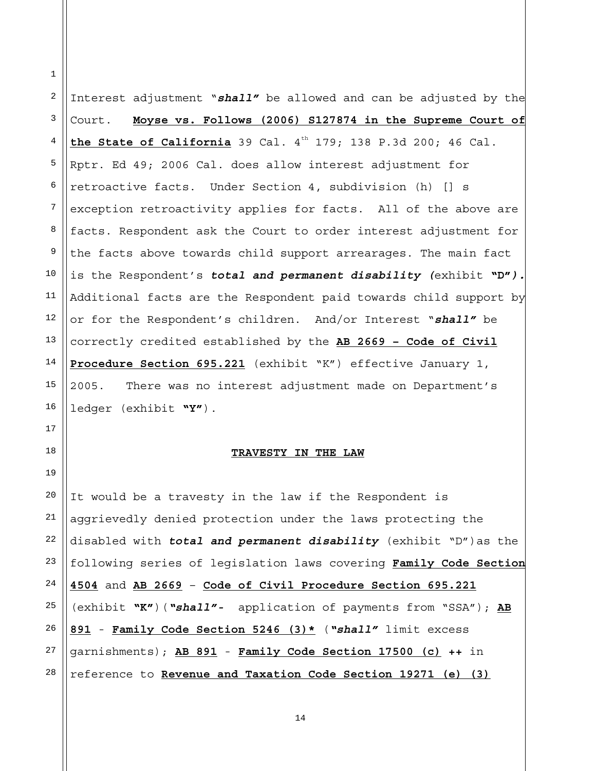Interest adjustment "***shall***" be allowed and can be adjusted by the Court. **Moyse vs. Follows (2006) S127874 in the Supreme Court of the State of California** 39 Cal. 4th 179; 138 P.3d 200; 46 Cal. Rptr. Ed 49; 2006 Cal. does allow interest adjustment for retroactive facts. Under Section 4, subdivision (h) [] s exception retroactivity applies for facts. All of the above are facts. Respondent ask the Court to order interest adjustment for the facts above towards child support arrearages. The main fact is the Respondent's ***total and permanent disability (***exhibit **"D")**. Additional facts are the Respondent paid towards child support by or for the Respondent's children. And/or Interest "***shall***" be correctly credited established by the **AB 2669 – Code of Civil Procedure Section 695.221** (exhibit "K") effective January 1, 2005. There was no interest adjustment made on Department's ledger (exhibit **"Y"**).

## TRAVESTY IN THE LAW

It would be a travesty in the law if the Respondent is aggrievedly denied protection under the laws protecting the disabled with ***total and permanent disability*** (exhibit "D")as the following series of legislation laws covering **Family Code Section 4504** and **AB 2669** – **Code of Civil Procedure Section 695.221** (exhibit **"K"**)(***"shall"***- application of payments from "SSA"); **AB 891** - **Family Code Section 5246 (3)*** (***"shall"*** limit excess garnishments); **AB 891** - **Family Code Section 17500 (c) ++** in reference to **Revenue and Taxation Code Section 19271 (e) (3)**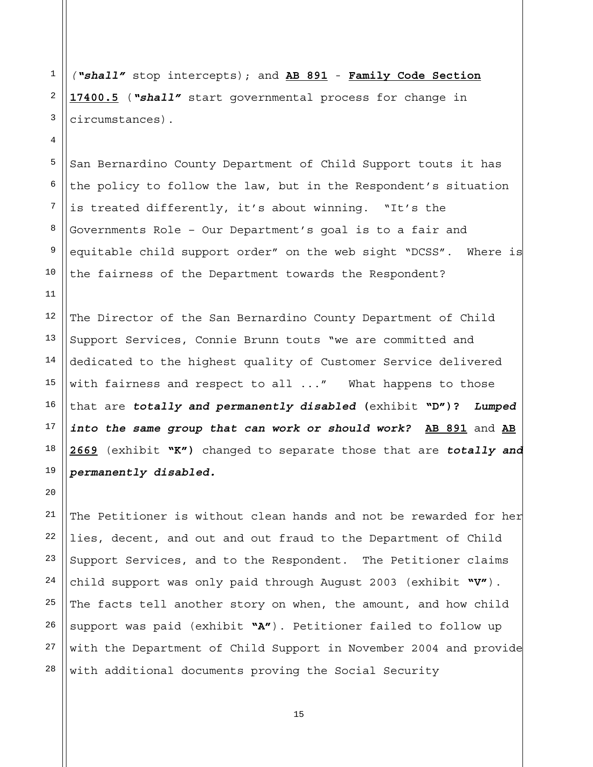(*"shall"* stop intercepts); and **AB 891** - **Family Code Section 17400.5** (*"shall"* start governmental process for change in circumstances).

San Bernardino County Department of Child Support touts it has the policy to follow the law, but in the Respondent's situation is treated differently, it's about winning. "It's the Governments Role – Our Department's goal is to a fair and equitable child support order" on the web sight "DCSS". Where is the fairness of the Department towards the Respondent?

The Director of the San Bernardino County Department of Child Support Services, Connie Brunn touts "we are committed and dedicated to the highest quality of Customer Service delivered with fairness and respect to all ..." What happens to those that are ***totally and permanently disabled*** (exhibit **"D")?** ***Lumped into the same group that can work or should work?*** **AB 891** and **AB 2669** (exhibit **"K")** changed to separate those that are ***totally and permanently disabled.***

The Petitioner is without clean hands and not be rewarded for her lies, decent, and out and out fraud to the Department of Child Support Services, and to the Respondent. The Petitioner claims child support was only paid through August 2003 (exhibit **"V"**). The facts tell another story on when, the amount, and how child support was paid (exhibit **"A"**). Petitioner failed to follow up with the Department of Child Support in November 2004 and provide with additional documents proving the Social Security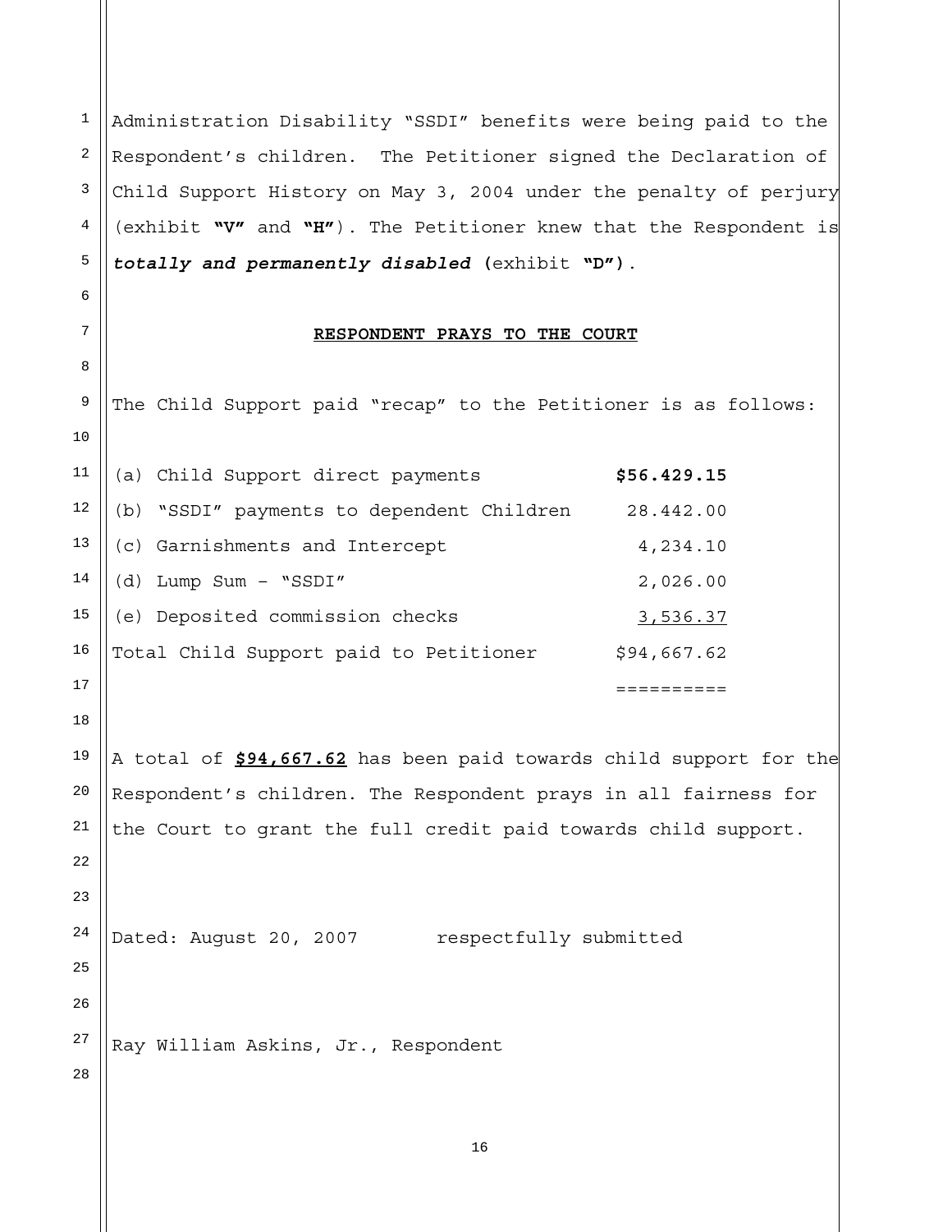Administration Disability "SSDI" benefits were being paid to the Respondent's children. The Petitioner signed the Declaration of Child Support History on May 3, 2004 under the penalty of perjury (exhibit **"V"** and **"H"**). The Petitioner knew that the Respondent is ***totally and permanently disabled*** **(**exhibit **"D")**.

**RESPONDENT PRAYS TO THE COURT**

The Child Support paid "recap" to the Petitioner is as follows:

| | |
|---|---|
| (a) Child Support direct payments | **$56.429.15** |
| (b) "SSDI" payments to dependent Children | 28.442.00 |
| (c) Garnishments and Intercept | 4,234.10 |
| (d) Lump Sum – "SSDI" | 2,026.00 |
| (e) Deposited commission checks | 3,536.37 |
| Total Child Support paid to Petitioner | $94,667.62 |
| | ========== |

A total of **$94,667.62** has been paid towards child support for the Respondent's children. The Respondent prays in all fairness for the Court to grant the full credit paid towards child support.

Dated: August 20, 2007 respectfully submitted

Ray William Askins, Jr., Respondent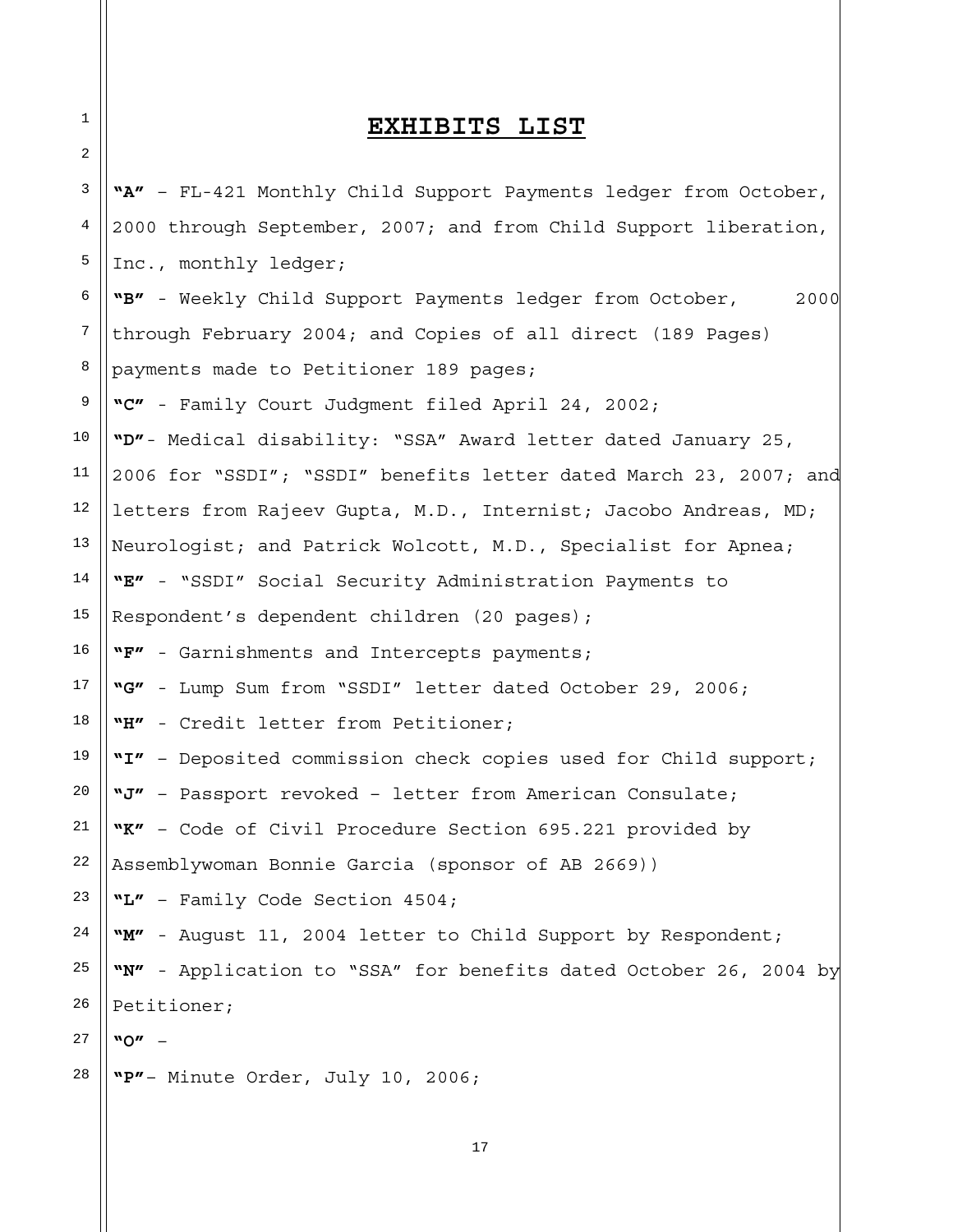# EXHIBITS LIST

**"A"** – FL-421 Monthly Child Support Payments ledger from October, 2000 through September, 2007; and from Child Support liberation, Inc., monthly ledger;

**"B"** - Weekly Child Support Payments ledger from October, 2000 through February 2004; and Copies of all direct (189 Pages) payments made to Petitioner 189 pages;

**"C"** - Family Court Judgment filed April 24, 2002;

**"D"**- Medical disability: "SSA" Award letter dated January 25, 2006 for "SSDI"; "SSDI" benefits letter dated March 23, 2007; and letters from Rajeev Gupta, M.D., Internist; Jacobo Andreas, MD; Neurologist; and Patrick Wolcott, M.D., Specialist for Apnea;

**"E"** - "SSDI" Social Security Administration Payments to Respondent's dependent children (20 pages);

**"F"** - Garnishments and Intercepts payments;

**"G"** - Lump Sum from "SSDI" letter dated October 29, 2006;

**"H"** - Credit letter from Petitioner;

**"I"** – Deposited commission check copies used for Child support;

**"J"** – Passport revoked – letter from American Consulate;

**"K"** – Code of Civil Procedure Section 695.221 provided by Assemblywoman Bonnie Garcia (sponsor of AB 2669))

**"L"** – Family Code Section 4504;

**"M"** - August 11, 2004 letter to Child Support by Respondent;

**"N"** - Application to "SSA" for benefits dated October 26, 2004 by Petitioner;

**"O"** –

**"P"**– Minute Order, July 10, 2006;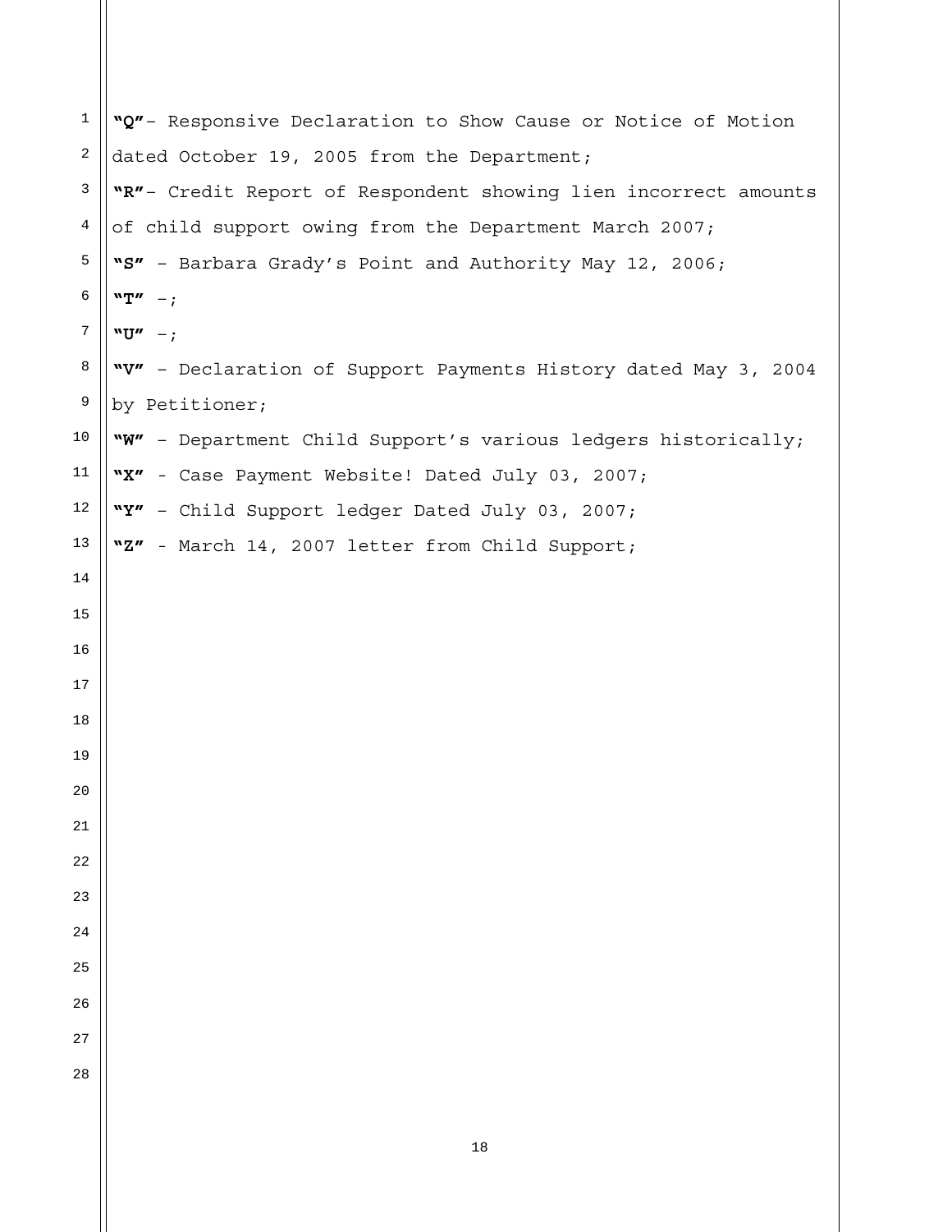**"Q"**- Responsive Declaration to Show Cause or Notice of Motion dated October 19, 2005 from the Department;

**"R"**- Credit Report of Respondent showing lien incorrect amounts of child support owing from the Department March 2007;

**"S"** – Barbara Grady's Point and Authority May 12, 2006;

**"T"** –;

**"U"** –;

**"V"** – Declaration of Support Payments History dated May 3, 2004 by Petitioner;

**"W"** – Department Child Support's various ledgers historically;

**"X"** - Case Payment Website! Dated July 03, 2007;

**"Y"** – Child Support ledger Dated July 03, 2007;

**"Z"** - March 14, 2007 letter from Child Support;